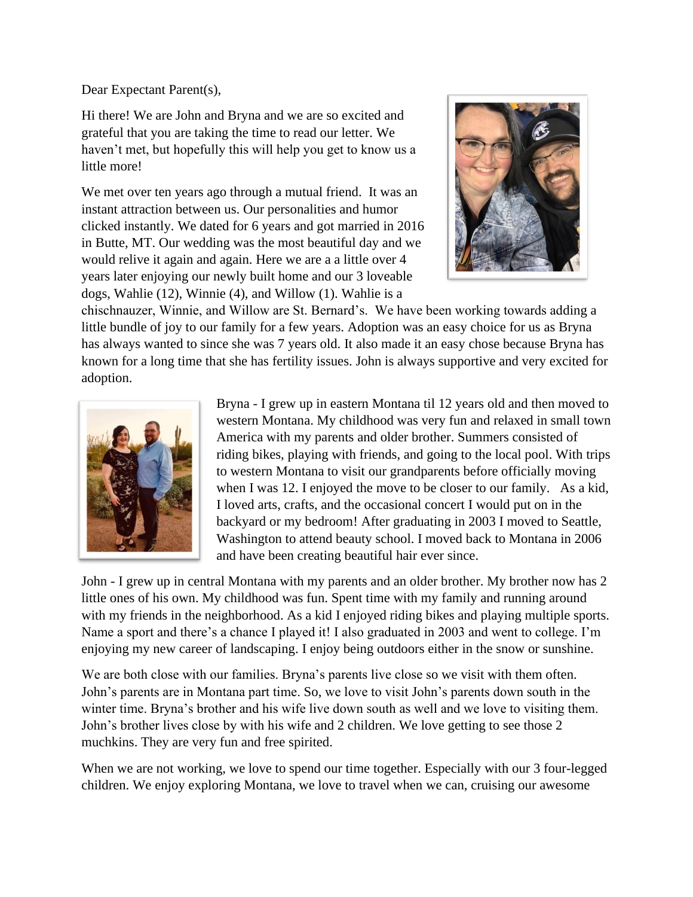Dear Expectant Parent(s),

Hi there! We are John and Bryna and we are so excited and grateful that you are taking the time to read our letter. We haven't met, but hopefully this will help you get to know us a little more!

We met over ten years ago through a mutual friend. It was an instant attraction between us. Our personalities and humor clicked instantly. We dated for 6 years and got married in 2016 in Butte, MT. Our wedding was the most beautiful day and we would relive it again and again. Here we are a a little over 4 years later enjoying our newly built home and our 3 loveable dogs, Wahlie (12), Winnie (4), and Willow (1). Wahlie is a chischnauzer, Winnie, and Willow are St. Bernard's. We have been working towards adding a little bundle of joy to our family for a few years. Adoption was an easy choice for us as Bryna has always wanted to since she was 7 years old. It also made it an easy chose because Bryna has known for a long time that she has fertility issues. John is always supportive and very excited for adoption.

Bryna - I grew up in eastern Montana til 12 years old and then moved to western Montana. My childhood was very fun and relaxed in small town America with my parents and older brother. Summers consisted of riding bikes, playing with friends, and going to the local pool. With trips to western Montana to visit our grandparents before officially moving when I was 12. I enjoyed the move to be closer to our family. As a kid, I loved arts, crafts, and the occasional concert I would put on in the backyard or my bedroom! After graduating in 2003 I moved to Seattle, Washington to attend beauty school. I moved back to Montana in 2006 and have been creating beautiful hair ever since.

John - I grew up in central Montana with my parents and an older brother. My brother now has 2 little ones of his own. My childhood was fun. Spent time with my family and running around with my friends in the neighborhood. As a kid I enjoyed riding bikes and playing multiple sports. Name a sport and there's a chance I played it! I also graduated in 2003 and went to college. I'm enjoying my new career of landscaping. I enjoy being outdoors either in the snow or sunshine.

We are both close with our families. Bryna's parents live close so we visit with them often. John's parents are in Montana part time. So, we love to visit John's parents down south in the winter time. Bryna's brother and his wife live down south as well and we love to visiting them. John's brother lives close by with his wife and 2 children. We love getting to see those 2 muchkins. They are very fun and free spirited.

When we are not working, we love to spend our time together. Especially with our 3 four-legged children. We enjoy exploring Montana, we love to travel when we can, cruising our awesome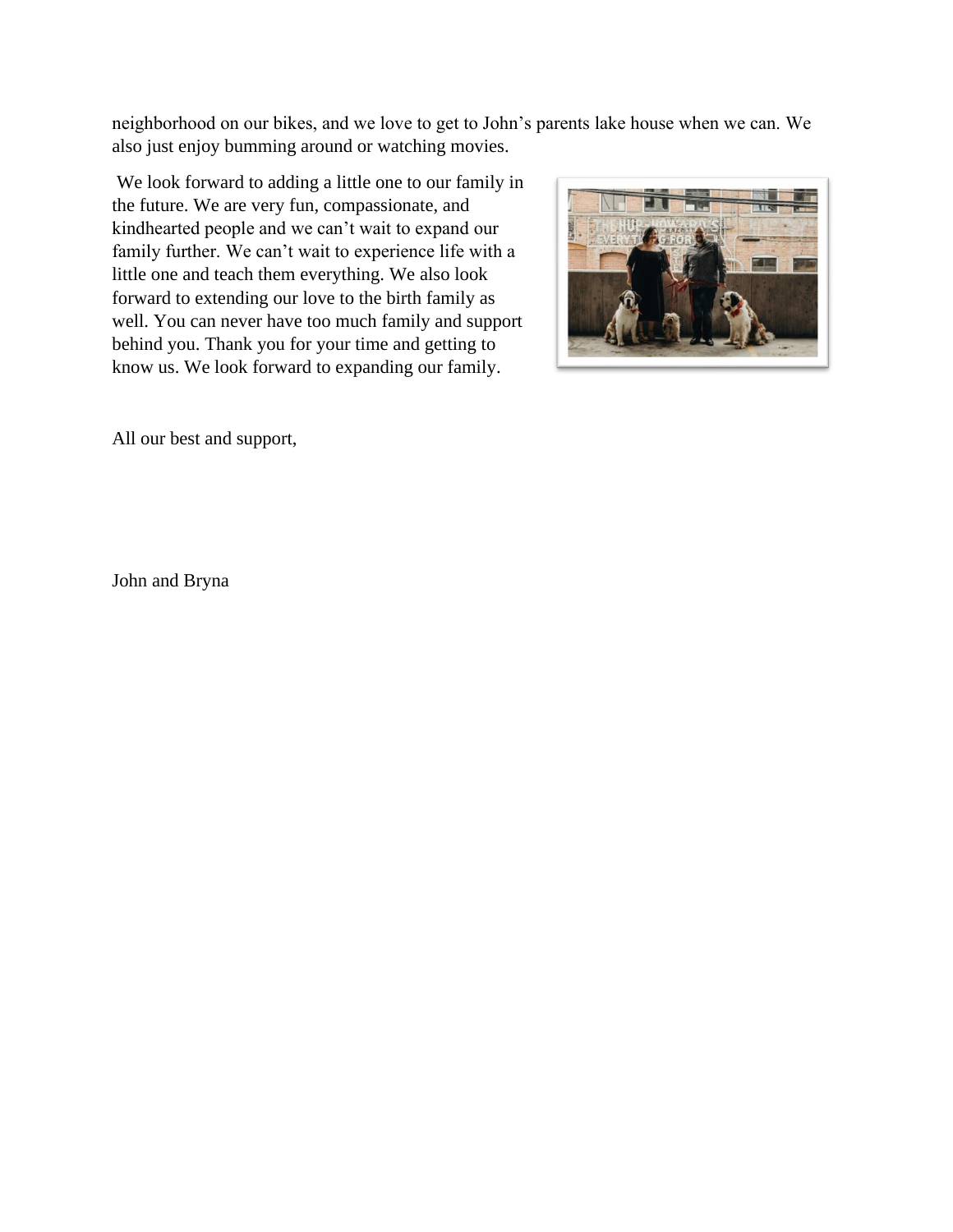neighborhood on our bikes, and we love to get to John's parents lake house when we can. We also just enjoy bumming around or watching movies.

We look forward to adding a little one to our family in the future. We are very fun, compassionate, and kindhearted people and we can't wait to expand our family further. We can't wait to experience life with a little one and teach them everything. We also look forward to extending our love to the birth family as well. You can never have too much family and support behind you. Thank you for your time and getting to know us. We look forward to expanding our family.

All our best and support,

John and Bryna